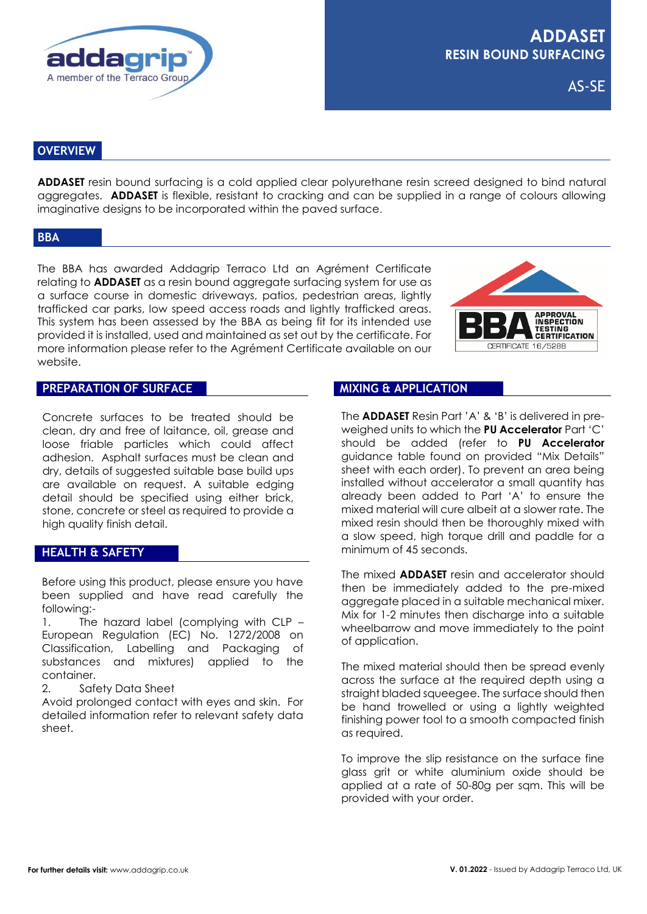# ADDASET

## RESIN BOUND SURFACING

AS-SE

## OVERVIEW

**ADDASET** resin bound surfacing is a cold applied clear polyurethane resin screed designed to bind natural aggregates. **ADDASET** is flexible, resistant to cracking and can be supplied in a range of colours allowing imaginative designs to be incorporated within the paved surface.

## BBA

The BBA has awarded Addagrip Terraco Ltd an Agrément Certificate relating to **ADDASET** as a resin bound aggregate surfacing system for use as a surface course in domestic driveways, patios, pedestrian areas, lightly trafficked car parks, low speed access roads and lightly trafficked areas. This system has been assessed by the BBA as being fit for its intended use provided it is installed, used and maintained as set out by the certificate. For more information please refer to the Agrément Certificate available on our website.

BBA APPROVAL INSPECTION TESTING CERTIFICATION — CERTIFICATE 16/5288

## PREPARATION OF SURFACE

Concrete surfaces to be treated should be clean, dry and free of laitance, oil, grease and loose friable particles which could affect adhesion. Asphalt surfaces must be clean and dry, details of suggested suitable base build ups are available on request. A suitable edging detail should be specified using either brick, stone, concrete or steel as required to provide a high quality finish detail.

## HEALTH & SAFETY

Before using this product, please ensure you have been supplied and have read carefully the following:-

1. The hazard label (complying with CLP – European Regulation (EC) No. 1272/2008 on Classification, Labelling and Packaging of substances and mixtures) applied to the container.
2. Safety Data Sheet

Avoid prolonged contact with eyes and skin. For detailed information refer to relevant safety data sheet.

## MIXING & APPLICATION

The **ADDASET** Resin Part 'A' & 'B' is delivered in pre-weighed units to which the **PU Accelerator** Part 'C' should be added (refer to **PU Accelerator** guidance table found on provided "Mix Details" sheet with each order). To prevent an area being installed without accelerator a small quantity has already been added to Part 'A' to ensure the mixed material will cure albeit at a slower rate. The mixed resin should then be thoroughly mixed with a slow speed, high torque drill and paddle for a minimum of 45 seconds.

The mixed **ADDASET** resin and accelerator should then be immediately added to the pre-mixed aggregate placed in a suitable mechanical mixer. Mix for 1-2 minutes then discharge into a suitable wheelbarrow and move immediately to the point of application.

The mixed material should then be spread evenly across the surface at the required depth using a straight bladed squeegee. The surface should then be hand trowelled or using a lightly weighted finishing power tool to a smooth compacted finish as required.

To improve the slip resistance on the surface fine glass grit or white aluminium oxide should be applied at a rate of 50-80g per sqm. This will be provided with your order.

**For further details visit:** www.addagrip.co.uk

**V. 01.2022** - Issued by Addagrip Terraco Ltd, UK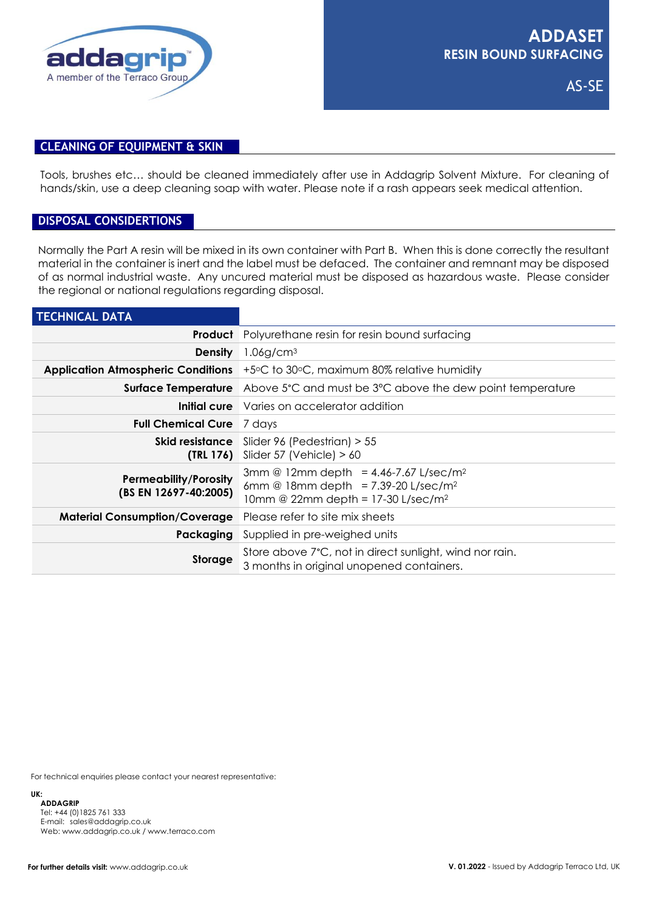## CLEANING OF EQUIPMENT & SKIN

Tools, brushes etc… should be cleaned immediately after use in Addagrip Solvent Mixture. For cleaning of hands/skin, use a deep cleaning soap with water. Please note if a rash appears seek medical attention.

## DISPOSAL CONSIDERTIONS

Normally the Part A resin will be mixed in its own container with Part B. When this is done correctly the resultant material in the container is inert and the label must be defaced. The container and remnant may be disposed of as normal industrial waste. Any uncured material must be disposed as hazardous waste. Please consider the regional or national regulations regarding disposal.

## TECHNICAL DATA

| | |
|---|---|
| **Product** | Polyurethane resin for resin bound surfacing |
| **Density** | 1.06g/cm³ |
| **Application Atmospheric Conditions** | +5°C to 30°C, maximum 80% relative humidity |
| **Surface Temperature** | Above 5°C and must be 3°C above the dew point temperature |
| **Initial cure** | Varies on accelerator addition |
| **Full Chemical Cure** | 7 days |
| **Skid resistance (TRL 176)** | Slider 96 (Pedestrian) > 55<br>Slider 57 (Vehicle) > 60 |
| **Permeability/Porosity (BS EN 12697-40:2005)** | 3mm @ 12mm depth = 4.46-7.67 L/sec/m²<br>6mm @ 18mm depth = 7.39-20 L/sec/m²<br>10mm @ 22mm depth = 17-30 L/sec/m² |
| **Material Consumption/Coverage** | Please refer to site mix sheets |
| **Packaging** | Supplied in pre-weighed units |
| **Storage** | Store above 7°C, not in direct sunlight, wind nor rain.<br>3 months in original unopened containers. |

For technical enquiries please contact your nearest representative:

**UK:**
**ADDAGRIP**
Tel: +44 (0)1825 761 333
E-mail: sales@addagrip.co.uk
Web: www.addagrip.co.uk / www.terraco.com

**For further details visit:** www.addagrip.co.uk

**V. 01.2022** - Issued by Addagrip Terraco Ltd, UK